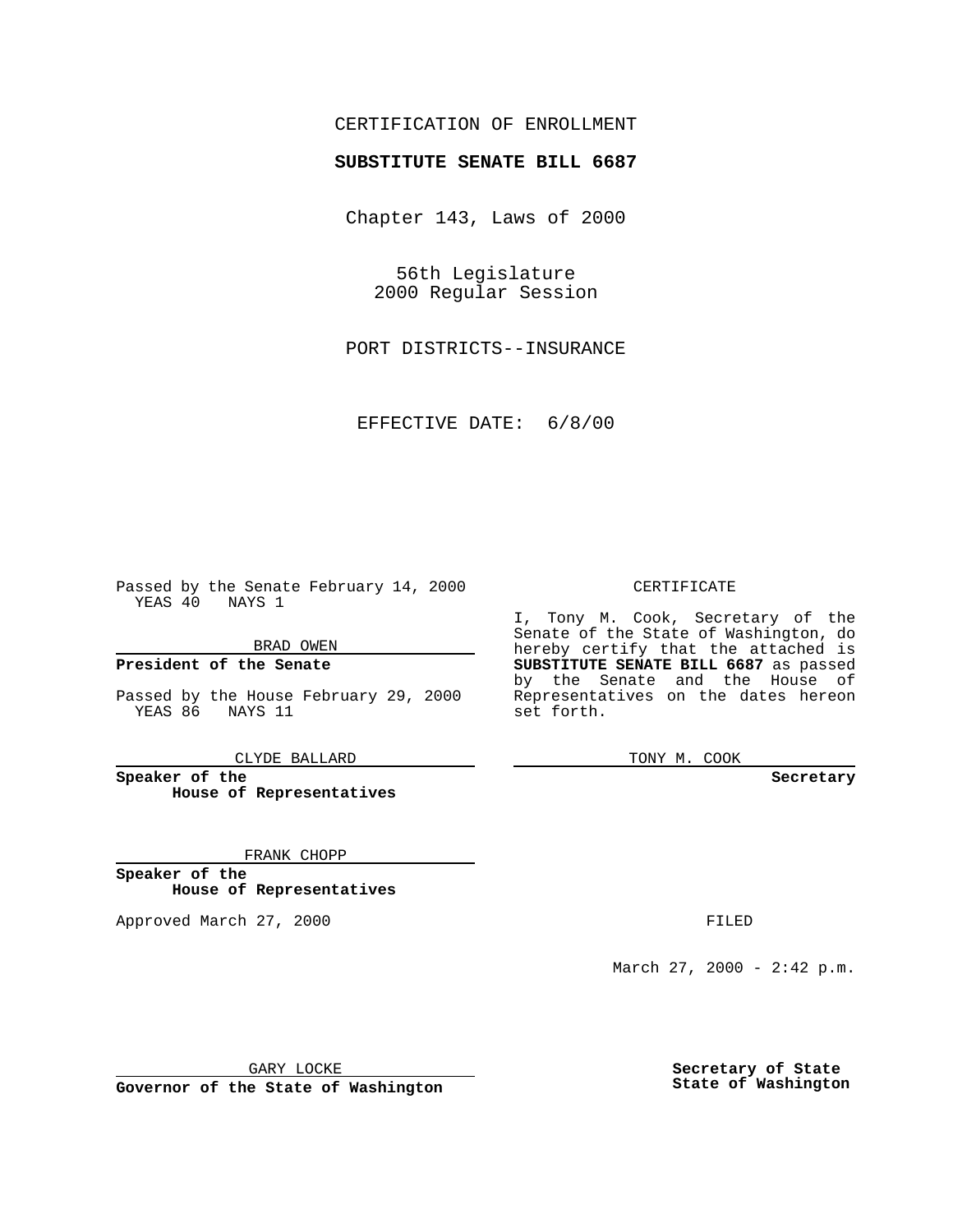CERTIFICATION OF ENROLLMENT

**SUBSTITUTE SENATE BILL 6687**

Chapter 143, Laws of 2000

56th Legislature
2000 Regular Session

PORT DISTRICTS--INSURANCE

EFFECTIVE DATE: 6/8/00

Passed by the Senate February 14, 2000
YEAS 40 NAYS 1

BRAD OWEN

**President of the Senate**

Passed by the House February 29, 2000
YEAS 86 NAYS 11

CLYDE BALLARD

**Speaker of the House of Representatives**

FRANK CHOPP

**Speaker of the House of Representatives**

Approved March 27, 2000

GARY LOCKE

**Governor of the State of Washington**

CERTIFICATE

I, Tony M. Cook, Secretary of the Senate of the State of Washington, do hereby certify that the attached is **SUBSTITUTE SENATE BILL 6687** as passed by the Senate and the House of Representatives on the dates hereon set forth.

TONY M. COOK

**Secretary**

FILED

March 27, 2000 - 2:42 p.m.

**Secretary of State State of Washington**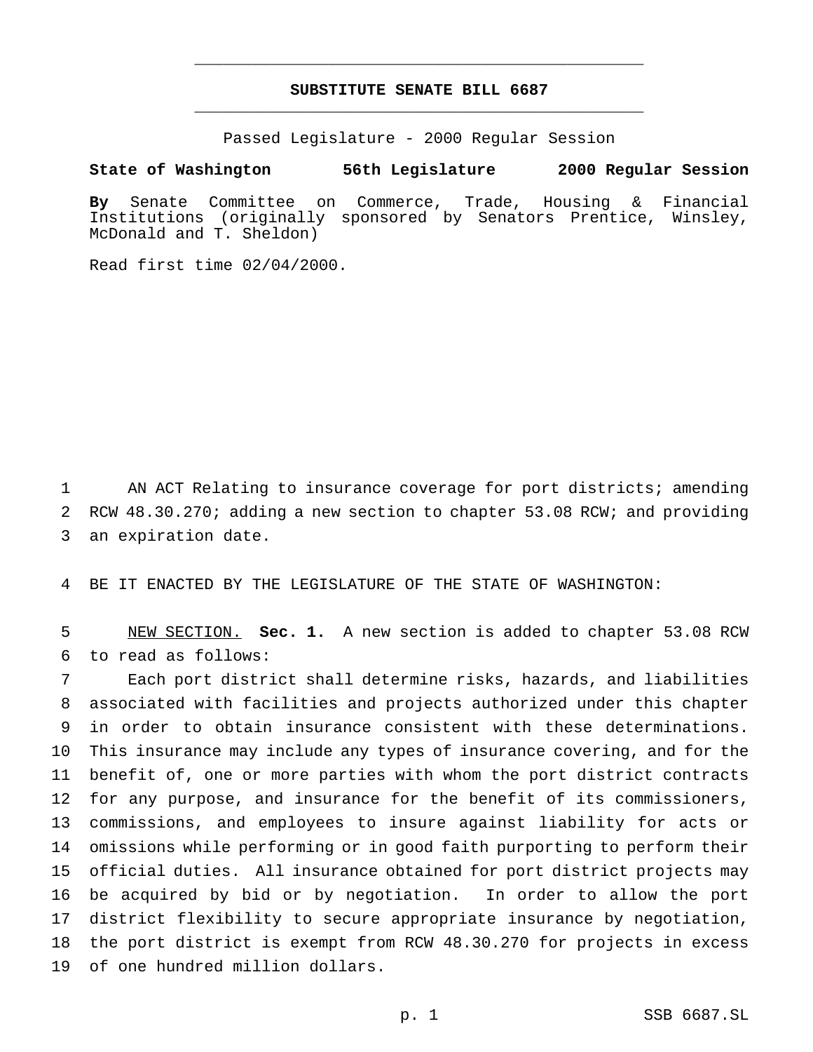# SUBSTITUTE SENATE BILL 6687

Passed Legislature - 2000 Regular Session

**State of Washington 56th Legislature 2000 Regular Session**

**By** Senate Committee on Commerce, Trade, Housing & Financial Institutions (originally sponsored by Senators Prentice, Winsley, McDonald and T. Sheldon)

Read first time 02/04/2000.

1 AN ACT Relating to insurance coverage for port districts; amending
2 RCW 48.30.270; adding a new section to chapter 53.08 RCW; and providing
3 an expiration date.

4 BE IT ENACTED BY THE LEGISLATURE OF THE STATE OF WASHINGTON:

5 NEW SECTION. **Sec. 1.** A new section is added to chapter 53.08 RCW
6 to read as follows:

7 Each port district shall determine risks, hazards, and liabilities
8 associated with facilities and projects authorized under this chapter
9 in order to obtain insurance consistent with these determinations.
10 This insurance may include any types of insurance covering, and for the
11 benefit of, one or more parties with whom the port district contracts
12 for any purpose, and insurance for the benefit of its commissioners,
13 commissions, and employees to insure against liability for acts or
14 omissions while performing or in good faith purporting to perform their
15 official duties. All insurance obtained for port district projects may
16 be acquired by bid or by negotiation. In order to allow the port
17 district flexibility to secure appropriate insurance by negotiation,
18 the port district is exempt from RCW 48.30.270 for projects in excess
19 of one hundred million dollars.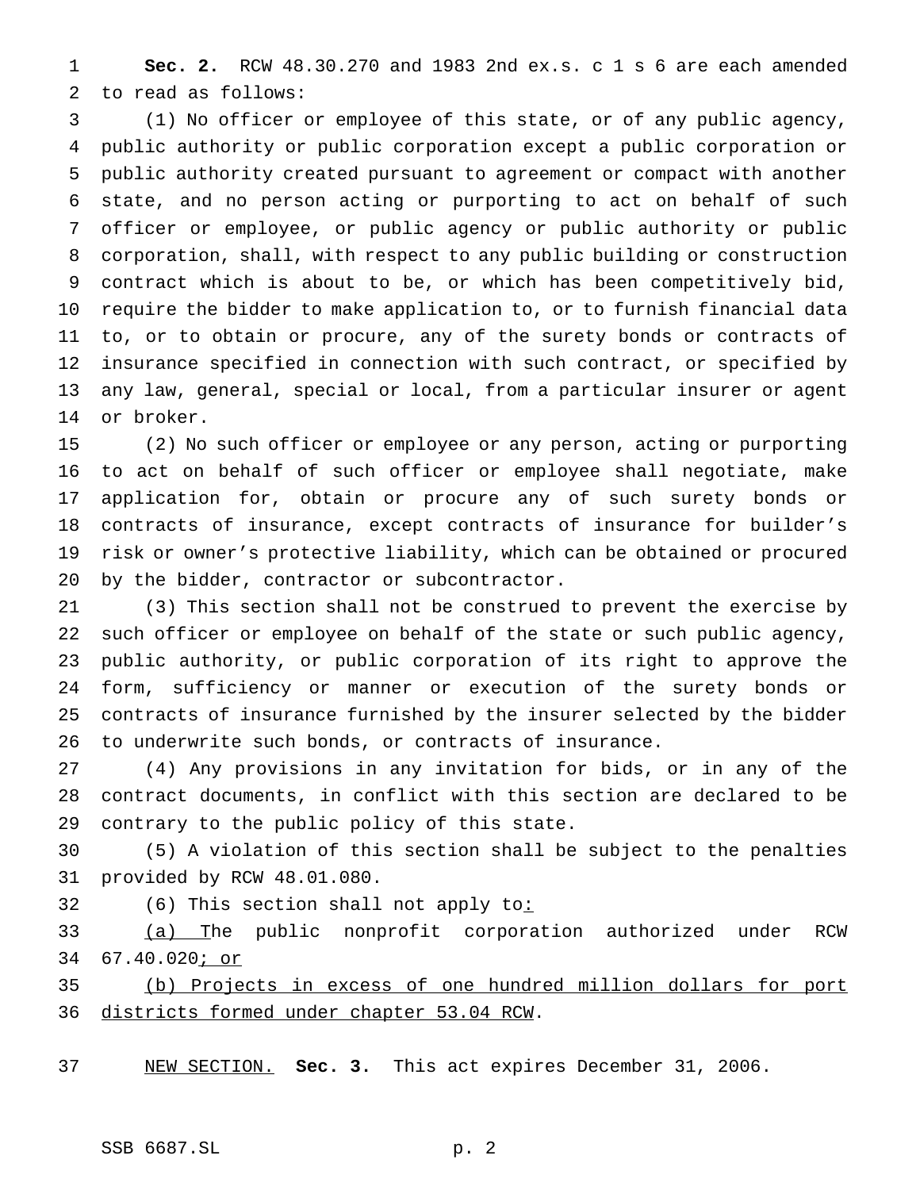**Sec. 2.** RCW 48.30.270 and 1983 2nd ex.s. c 1 s 6 are each amended to read as follows:

(1) No officer or employee of this state, or of any public agency, public authority or public corporation except a public corporation or public authority created pursuant to agreement or compact with another state, and no person acting or purporting to act on behalf of such officer or employee, or public agency or public authority or public corporation, shall, with respect to any public building or construction contract which is about to be, or which has been competitively bid, require the bidder to make application to, or to furnish financial data to, or to obtain or procure, any of the surety bonds or contracts of insurance specified in connection with such contract, or specified by any law, general, special or local, from a particular insurer or agent or broker.

(2) No such officer or employee or any person, acting or purporting to act on behalf of such officer or employee shall negotiate, make application for, obtain or procure any of such surety bonds or contracts of insurance, except contracts of insurance for builder's risk or owner's protective liability, which can be obtained or procured by the bidder, contractor or subcontractor.

(3) This section shall not be construed to prevent the exercise by such officer or employee on behalf of the state or such public agency, public authority, or public corporation of its right to approve the form, sufficiency or manner or execution of the surety bonds or contracts of insurance furnished by the insurer selected by the bidder to underwrite such bonds, or contracts of insurance.

(4) Any provisions in any invitation for bids, or in any of the contract documents, in conflict with this section are declared to be contrary to the public policy of this state.

(5) A violation of this section shall be subject to the penalties provided by RCW 48.01.080.

(6) This section shall not apply to<u>:</u>

<u>(a) T</u>he public nonprofit corporation authorized under RCW 67.40.020<u>; or</u>

<u>(b) Projects in excess of one hundred million dollars for port districts formed under chapter 53.04 RCW</u>.

<u>NEW SECTION.</u> **Sec. 3.** This act expires December 31, 2006.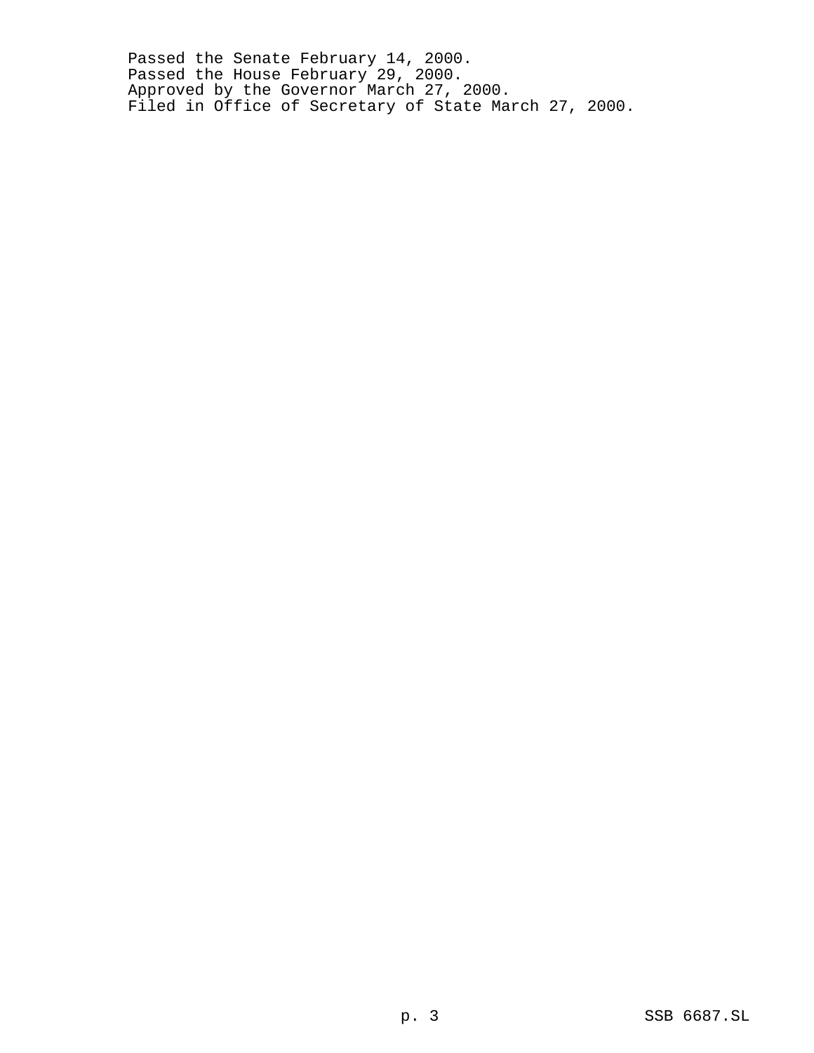Passed the Senate February 14, 2000.
Passed the House February 29, 2000.
Approved by the Governor March 27, 2000.
Filed in Office of Secretary of State March 27, 2000.